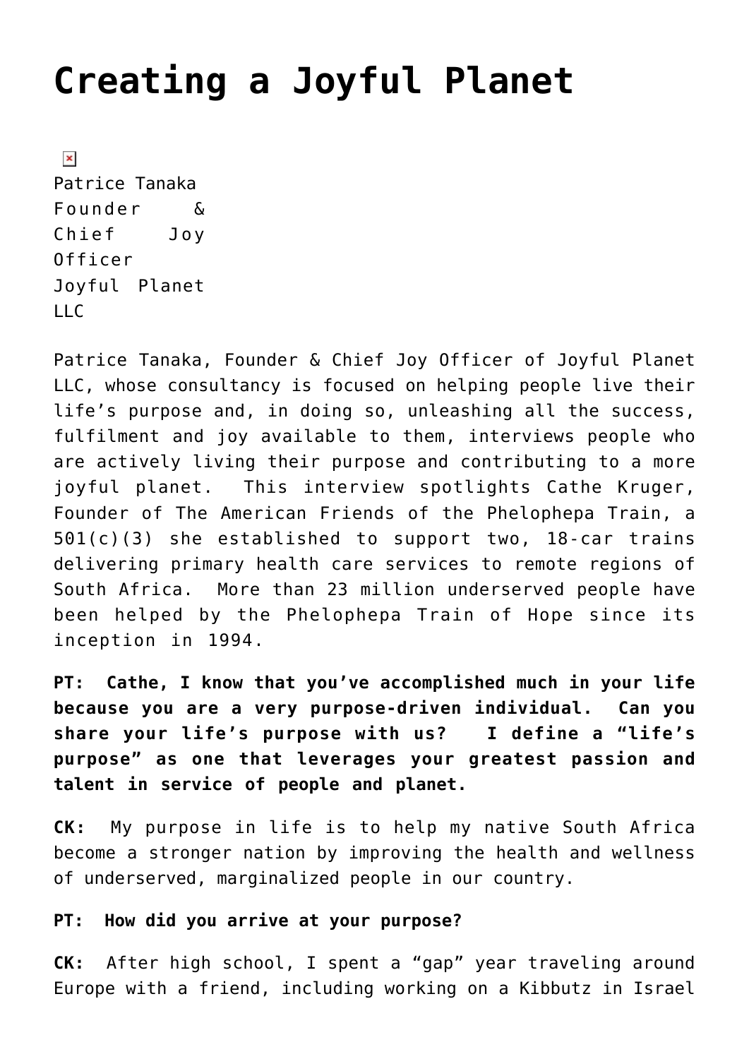# Creating a Joyful Planet

Patrice Tanaka
Founder & Chief Joy Officer
Joyful Planet LLC

Patrice Tanaka, Founder & Chief Joy Officer of Joyful Planet LLC, whose consultancy is focused on helping people live their life's purpose and, in doing so, unleashing all the success, fulfilment and joy available to them, interviews people who are actively living their purpose and contributing to a more joyful planet. This interview spotlights Cathe Kruger, Founder of The American Friends of the Phelophepa Train, a 501(c)(3) she established to support two, 18-car trains delivering primary health care services to remote regions of South Africa. More than 23 million underserved people have been helped by the Phelophepa Train of Hope since its inception in 1994.

**PT: Cathe, I know that you've accomplished much in your life because you are a very purpose-driven individual. Can you share your life's purpose with us? I define a "life's purpose" as one that leverages your greatest passion and talent in service of people and planet.**

**CK:** My purpose in life is to help my native South Africa become a stronger nation by improving the health and wellness of underserved, marginalized people in our country.

**PT: How did you arrive at your purpose?**

**CK:** After high school, I spent a "gap" year traveling around Europe with a friend, including working on a Kibbutz in Israel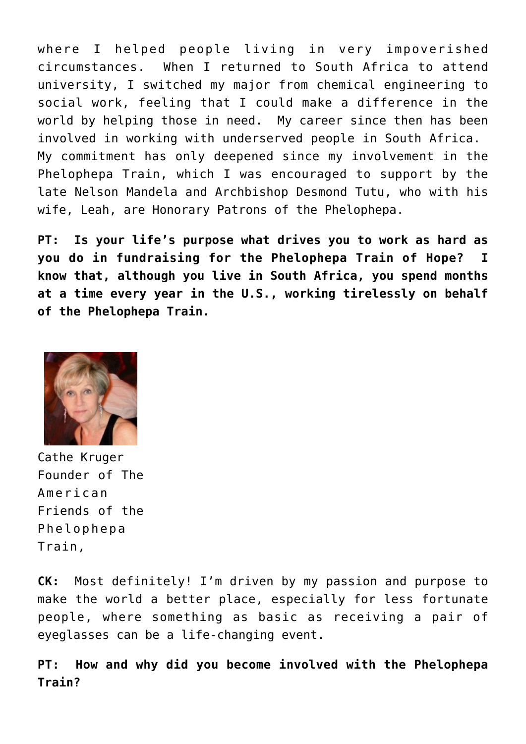where I helped people living in very impoverished circumstances. When I returned to South Africa to attend university, I switched my major from chemical engineering to social work, feeling that I could make a difference in the world by helping those in need. My career since then has been involved in working with underserved people in South Africa. My commitment has only deepened since my involvement in the Phelophepa Train, which I was encouraged to support by the late Nelson Mandela and Archbishop Desmond Tutu, who with his wife, Leah, are Honorary Patrons of the Phelophepa.

**PT: Is your life's purpose what drives you to work as hard as you do in fundraising for the Phelophepa Train of Hope? I know that, although you live in South Africa, you spend months at a time every year in the U.S., working tirelessly on behalf of the Phelophepa Train.**

Cathe Kruger Founder of The American Friends of the Phelophepa Train,

**CK:** Most definitely! I'm driven by my passion and purpose to make the world a better place, especially for less fortunate people, where something as basic as receiving a pair of eyeglasses can be a life-changing event.

**PT: How and why did you become involved with the Phelophepa Train?**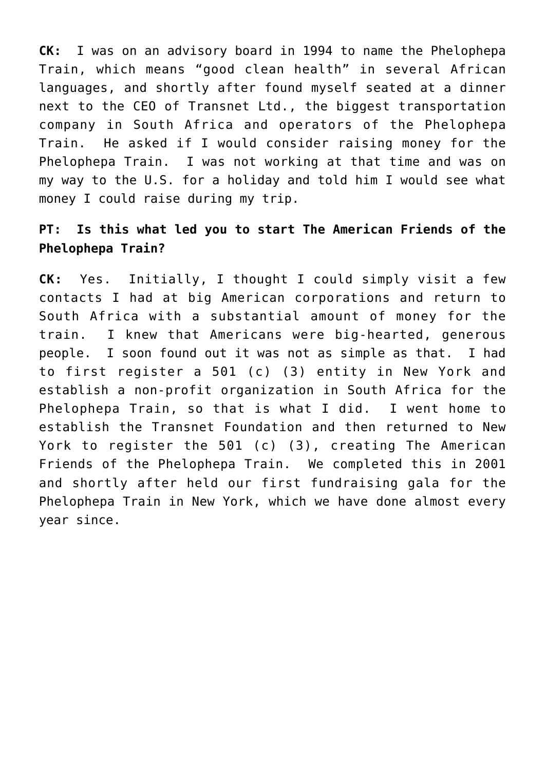**CK:** I was on an advisory board in 1994 to name the Phelophepa Train, which means "good clean health" in several African languages, and shortly after found myself seated at a dinner next to the CEO of Transnet Ltd., the biggest transportation company in South Africa and operators of the Phelophepa Train. He asked if I would consider raising money for the Phelophepa Train. I was not working at that time and was on my way to the U.S. for a holiday and told him I would see what money I could raise during my trip.

**PT: Is this what led you to start The American Friends of the Phelophepa Train?**

**CK:** Yes. Initially, I thought I could simply visit a few contacts I had at big American corporations and return to South Africa with a substantial amount of money for the train. I knew that Americans were big-hearted, generous people. I soon found out it was not as simple as that. I had to first register a 501 (c) (3) entity in New York and establish a non-profit organization in South Africa for the Phelophepa Train, so that is what I did. I went home to establish the Transnet Foundation and then returned to New York to register the 501 (c) (3), creating The American Friends of the Phelophepa Train. We completed this in 2001 and shortly after held our first fundraising gala for the Phelophepa Train in New York, which we have done almost every year since.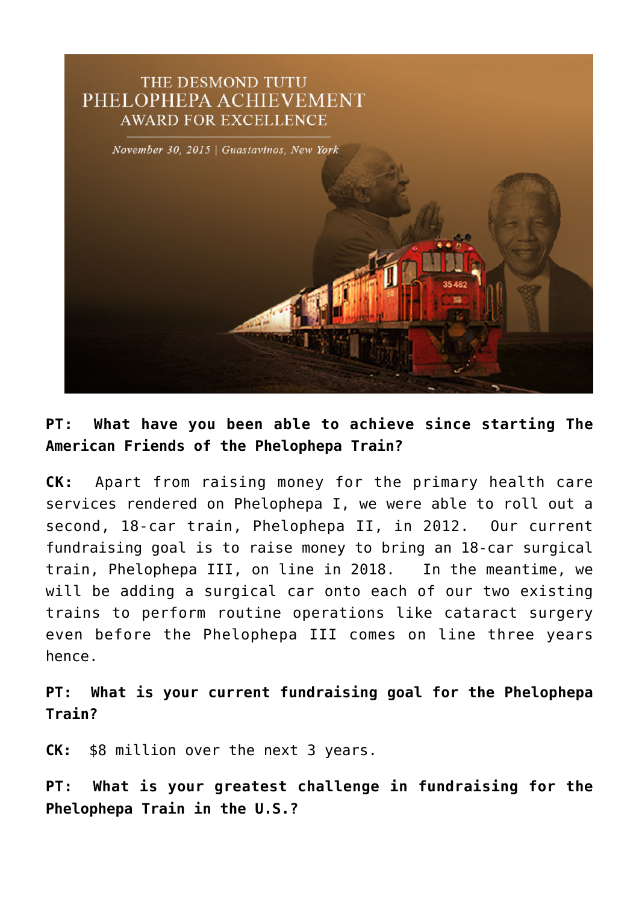**PT: What have you been able to achieve since starting The American Friends of the Phelophepa Train?**

**CK:** Apart from raising money for the primary health care services rendered on Phelophepa I, we were able to roll out a second, 18-car train, Phelophepa II, in 2012. Our current fundraising goal is to raise money to bring an 18-car surgical train, Phelophepa III, on line in 2018. In the meantime, we will be adding a surgical car onto each of our two existing trains to perform routine operations like cataract surgery even before the Phelophepa III comes on line three years hence.

**PT: What is your current fundraising goal for the Phelophepa Train?**

**CK:** $8 million over the next 3 years.

**PT: What is your greatest challenge in fundraising for the Phelophepa Train in the U.S.?**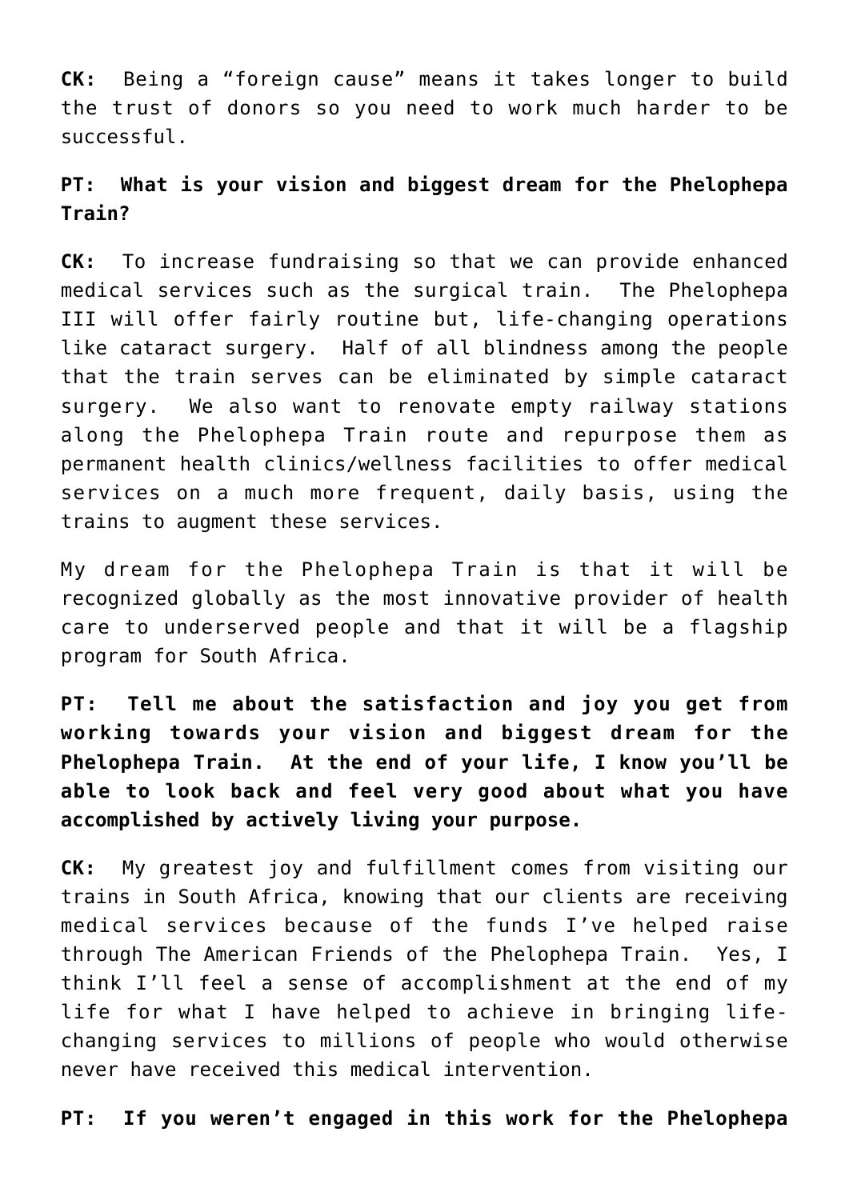**CK:** Being a "foreign cause" means it takes longer to build the trust of donors so you need to work much harder to be successful.

**PT: What is your vision and biggest dream for the Phelophepa Train?**

**CK:** To increase fundraising so that we can provide enhanced medical services such as the surgical train. The Phelophepa III will offer fairly routine but, life-changing operations like cataract surgery. Half of all blindness among the people that the train serves can be eliminated by simple cataract surgery. We also want to renovate empty railway stations along the Phelophepa Train route and repurpose them as permanent health clinics/wellness facilities to offer medical services on a much more frequent, daily basis, using the trains to augment these services.

My dream for the Phelophepa Train is that it will be recognized globally as the most innovative provider of health care to underserved people and that it will be a flagship program for South Africa.

**PT: Tell me about the satisfaction and joy you get from working towards your vision and biggest dream for the Phelophepa Train. At the end of your life, I know you'll be able to look back and feel very good about what you have accomplished by actively living your purpose.**

**CK:** My greatest joy and fulfillment comes from visiting our trains in South Africa, knowing that our clients are receiving medical services because of the funds I've helped raise through The American Friends of the Phelophepa Train. Yes, I think I'll feel a sense of accomplishment at the end of my life for what I have helped to achieve in bringing life-changing services to millions of people who would otherwise never have received this medical intervention.

**PT: If you weren't engaged in this work for the Phelophepa**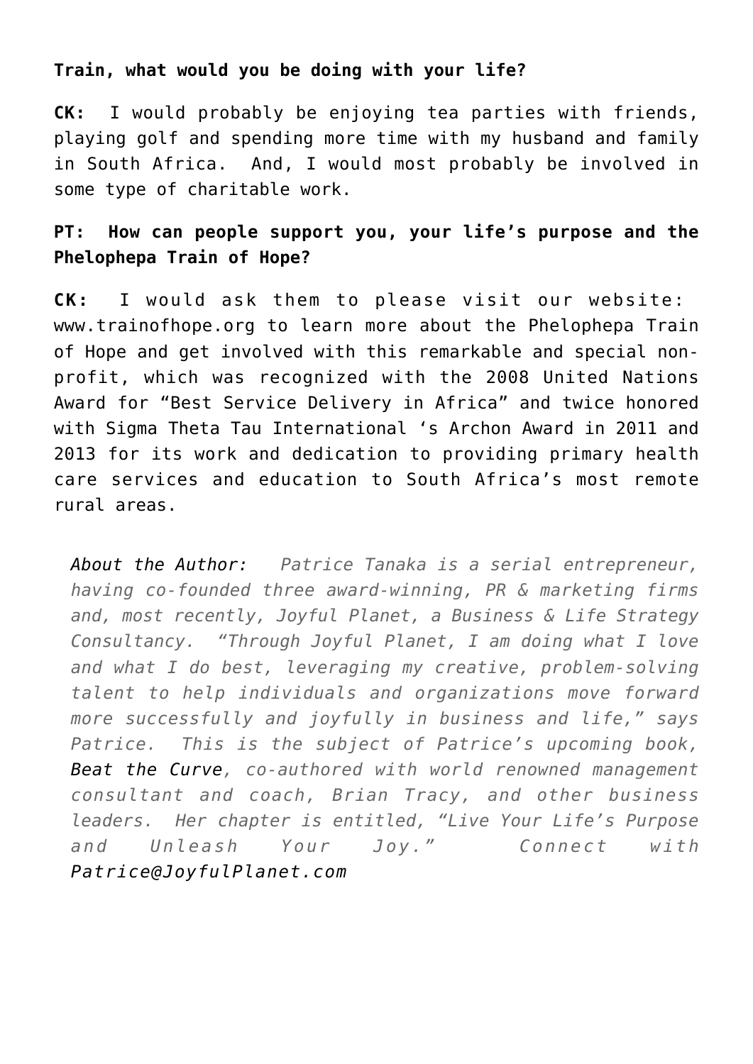**Train, what would you be doing with your life?**

**CK:** I would probably be enjoying tea parties with friends, playing golf and spending more time with my husband and family in South Africa. And, I would most probably be involved in some type of charitable work.

**PT: How can people support you, your life's purpose and the Phelophepa Train of Hope?**

**CK:** I would ask them to please visit our website: www.trainofhope.org to learn more about the Phelophepa Train of Hope and get involved with this remarkable and special non-profit, which was recognized with the 2008 United Nations Award for "Best Service Delivery in Africa" and twice honored with Sigma Theta Tau International 's Archon Award in 2011 and 2013 for its work and dedication to providing primary health care services and education to South Africa's most remote rural areas.

*About the Author: Patrice Tanaka is a serial entrepreneur, having co-founded three award-winning, PR & marketing firms and, most recently, Joyful Planet, a Business & Life Strategy Consultancy. "Through Joyful Planet, I am doing what I love and what I do best, leveraging my creative, problem-solving talent to help individuals and organizations move forward more successfully and joyfully in business and life," says Patrice. This is the subject of Patrice's upcoming book,* Beat the Curve*, co-authored with world renowned management consultant and coach, Brian Tracy, and other business leaders. Her chapter is entitled, "Live Your Life's Purpose and Unleash Your Joy." Connect with* Patrice@JoyfulPlanet.com